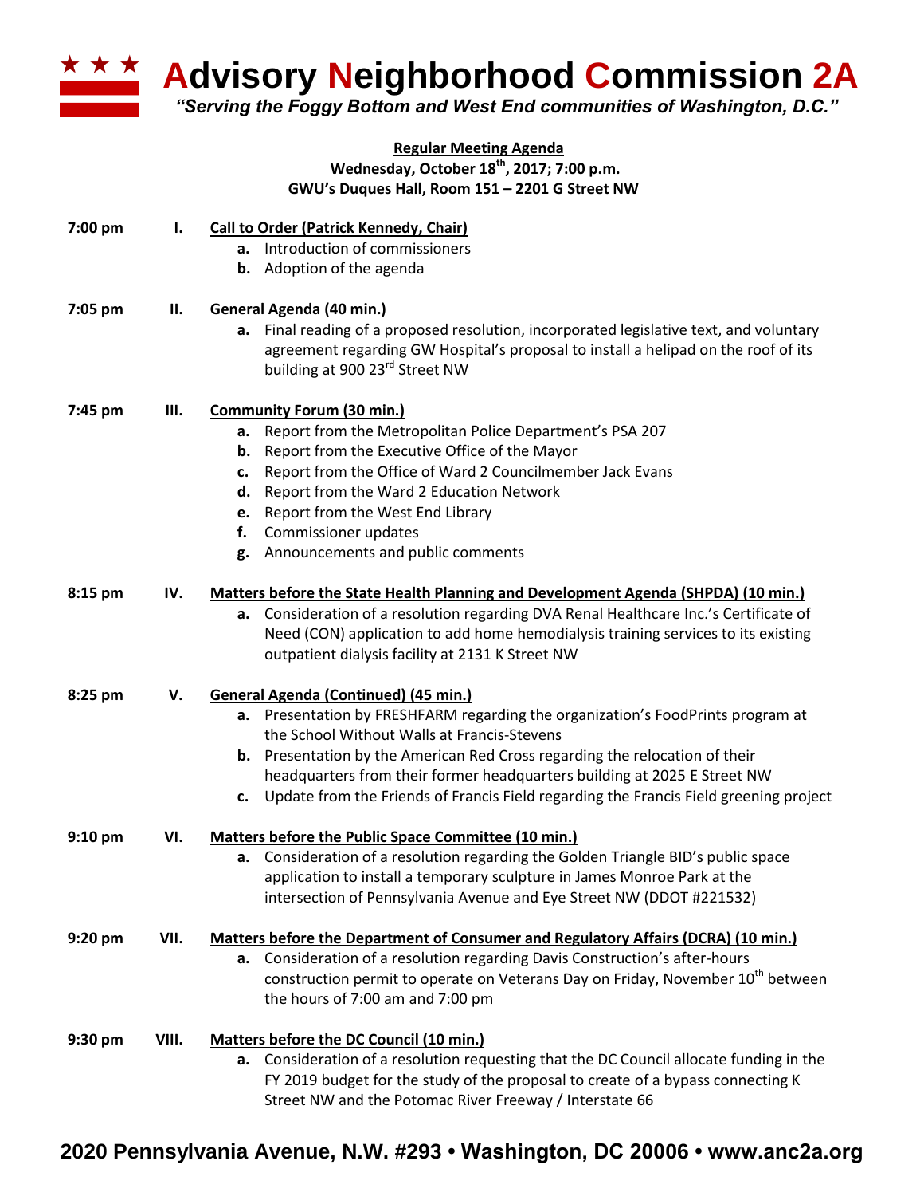# Advisory Neighborhood Commission 2A

*"Serving the Foggy Bottom and West End communities of Washington, D.C."*

**Regular Meeting Agenda**
**Wednesday, October 18th, 2017; 7:00 p.m.**
**GWU's Duques Hall, Room 151 – 2201 G Street NW**

**7:00 pm — I. Call to Order (Patrick Kennedy, Chair)**

- **a.** Introduction of commissioners
- **b.** Adoption of the agenda

**7:05 pm — II. General Agenda (40 min.)**

- **a.** Final reading of a proposed resolution, incorporated legislative text, and voluntary agreement regarding GW Hospital's proposal to install a helipad on the roof of its building at 900 23rd Street NW

**7:45 pm — III. Community Forum (30 min.)**

- **a.** Report from the Metropolitan Police Department's PSA 207
- **b.** Report from the Executive Office of the Mayor
- **c.** Report from the Office of Ward 2 Councilmember Jack Evans
- **d.** Report from the Ward 2 Education Network
- **e.** Report from the West End Library
- **f.** Commissioner updates
- **g.** Announcements and public comments

**8:15 pm — IV. Matters before the State Health Planning and Development Agenda (SHPDA) (10 min.)**

- **a.** Consideration of a resolution regarding DVA Renal Healthcare Inc.'s Certificate of Need (CON) application to add home hemodialysis training services to its existing outpatient dialysis facility at 2131 K Street NW

**8:25 pm — V. General Agenda (Continued) (45 min.)**

- **a.** Presentation by FRESHFARM regarding the organization's FoodPrints program at the School Without Walls at Francis-Stevens
- **b.** Presentation by the American Red Cross regarding the relocation of their headquarters from their former headquarters building at 2025 E Street NW
- **c.** Update from the Friends of Francis Field regarding the Francis Field greening project

**9:10 pm — VI. Matters before the Public Space Committee (10 min.)**

- **a.** Consideration of a resolution regarding the Golden Triangle BID's public space application to install a temporary sculpture in James Monroe Park at the intersection of Pennsylvania Avenue and Eye Street NW (DDOT #221532)

**9:20 pm — VII. Matters before the Department of Consumer and Regulatory Affairs (DCRA) (10 min.)**

- **a.** Consideration of a resolution regarding Davis Construction's after-hours construction permit to operate on Veterans Day on Friday, November 10th between the hours of 7:00 am and 7:00 pm

**9:30 pm — VIII. Matters before the DC Council (10 min.)**

- **a.** Consideration of a resolution requesting that the DC Council allocate funding in the FY 2019 budget for the study of the proposal to create of a bypass connecting K Street NW and the Potomac River Freeway / Interstate 66

**2020 Pennsylvania Avenue, N.W. #293 • Washington, DC 20006 • www.anc2a.org**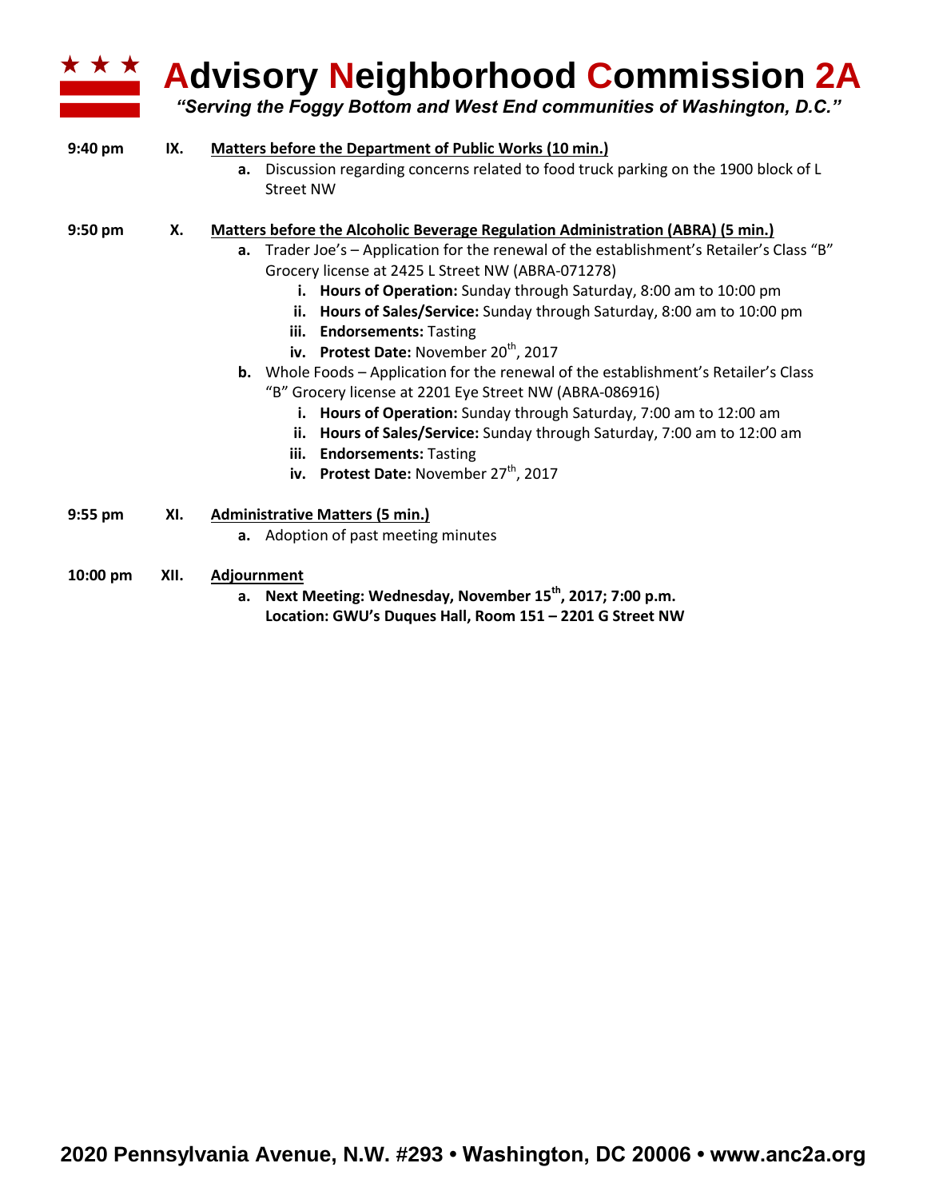| | | |
|---|---|---|
| **9:40 pm** | **IX.** | **Matters before the Department of Public Works (10 min.)** |
| | | **a.** Discussion regarding concerns related to food truck parking on the 1900 block of L Street NW |
| **9:50 pm** | **X.** | **Matters before the Alcoholic Beverage Regulation Administration (ABRA) (5 min.)** |
| | | **a.** Trader Joe's – Application for the renewal of the establishment's Retailer's Class "B" Grocery license at 2425 L Street NW (ABRA-071278) |
| | | **i. Hours of Operation:** Sunday through Saturday, 8:00 am to 10:00 pm |
| | | **ii. Hours of Sales/Service:** Sunday through Saturday, 8:00 am to 10:00 pm |
| | | **iii. Endorsements:** Tasting |
| | | **iv. Protest Date:** November 20th, 2017 |
| | | **b.** Whole Foods – Application for the renewal of the establishment's Retailer's Class "B" Grocery license at 2201 Eye Street NW (ABRA-086916) |
| | | **i. Hours of Operation:** Sunday through Saturday, 7:00 am to 12:00 am |
| | | **ii. Hours of Sales/Service:** Sunday through Saturday, 7:00 am to 12:00 am |
| | | **iii. Endorsements:** Tasting |
| | | **iv. Protest Date:** November 27th, 2017 |
| **9:55 pm** | **XI.** | **Administrative Matters (5 min.)** |
| | | **a.** Adoption of past meeting minutes |
| **10:00 pm** | **XII.** | **Adjournment** |
| | | **a. Next Meeting: Wednesday, November 15th, 2017; 7:00 p.m. Location: GWU's Duques Hall, Room 151 – 2201 G Street NW** |